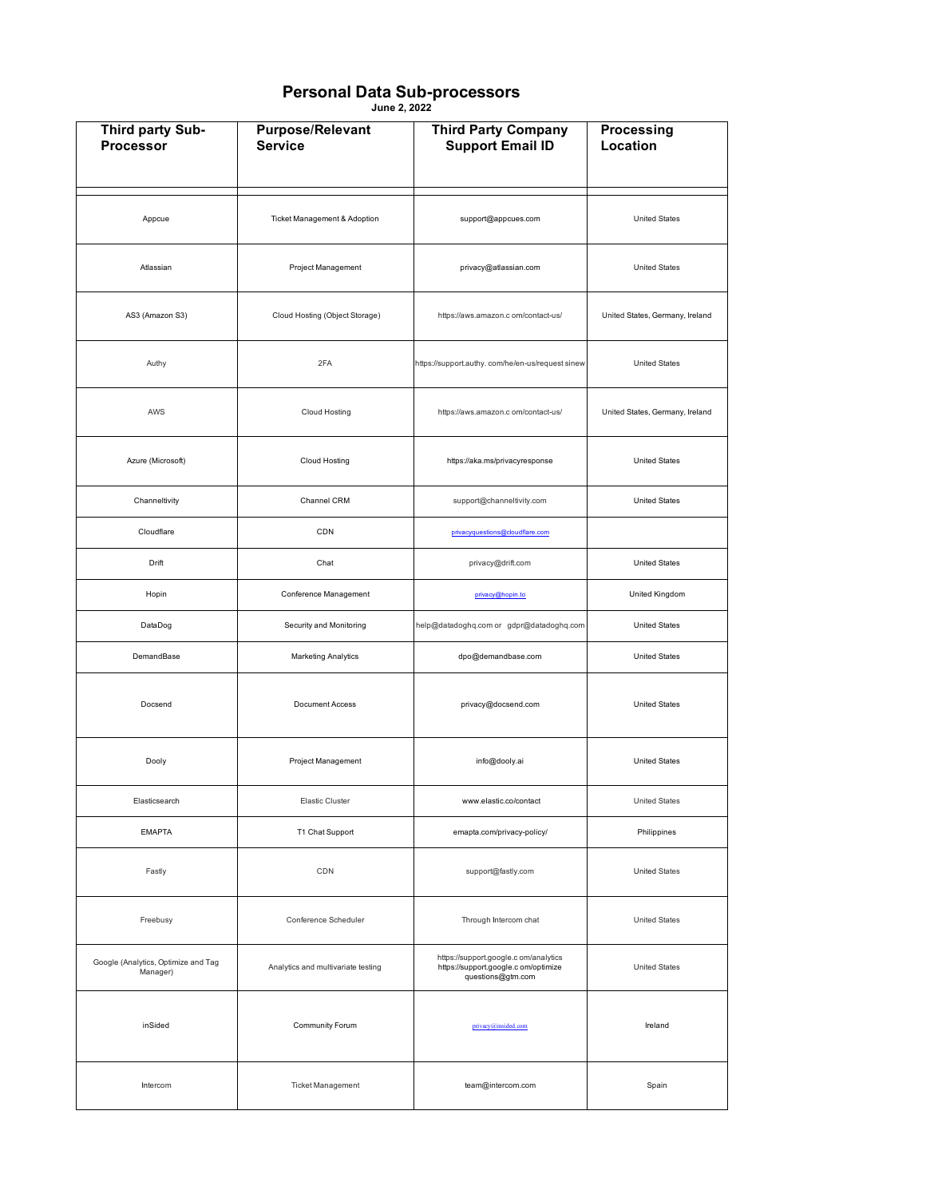# Personal Data Sub-processors

**June 2, 2022**

| Third party Sub-Processor | Purpose/Relevant Service | Third Party Company Support Email ID | Processing Location |
|---|---|---|---|
| Appcue | Ticket Management & Adoption | support@appcues.com | United States |
| Atlassian | Project Management | privacy@atlassian.com | United States |
| AS3 (Amazon S3) | Cloud Hosting (Object Storage) | https://aws.amazon.c om/contact-us/ | United States, Germany, Ireland |
| Authy | 2FA | https://support.authy. com/he/en-us/request sinew | United States |
| AWS | Cloud Hosting | https://aws.amazon.c om/contact-us/ | United States, Germany, Ireland |
| Azure (Microsoft) | Cloud Hosting | https://aka.ms/privacyresponse | United States |
| Channeltivity | Channel CRM | support@channeltivity.com | United States |
| Cloudflare | CDN | privacyquestions@cloudflare.com | |
| Drift | Chat | privacy@drift.com | United States |
| Hopin | Conference Management | privacy@hopin.to | United Kingdom |
| DataDog | Security and Monitoring | help@datadoghq.com or gdpr@datadoghq.com | United States |
| DemandBase | Marketing Analytics | dpo@demandbase.com | United States |
| Docsend | Document Access | privacy@docsend.com | United States |
| Dooly | Project Management | info@dooly.ai | United States |
| Elasticsearch | Elastic Cluster | www.elastic.co/contact | United States |
| EMAPTA | T1 Chat Support | emapta.com/privacy-policy/ | Philippines |
| Fastly | CDN | support@fastly.com | United States |
| Freebusy | Conference Scheduler | Through Intercom chat | United States |
| Google (Analytics, Optimize and Tag Manager) | Analytics and multivariate testing | https://support.google.c om/analytics https://support.google.c om/optimize questions@gtm.com | United States |
| inSided | Community Forum | privacy@insided.com | Ireland |
| Intercom | Ticket Management | team@intercom.com | Spain |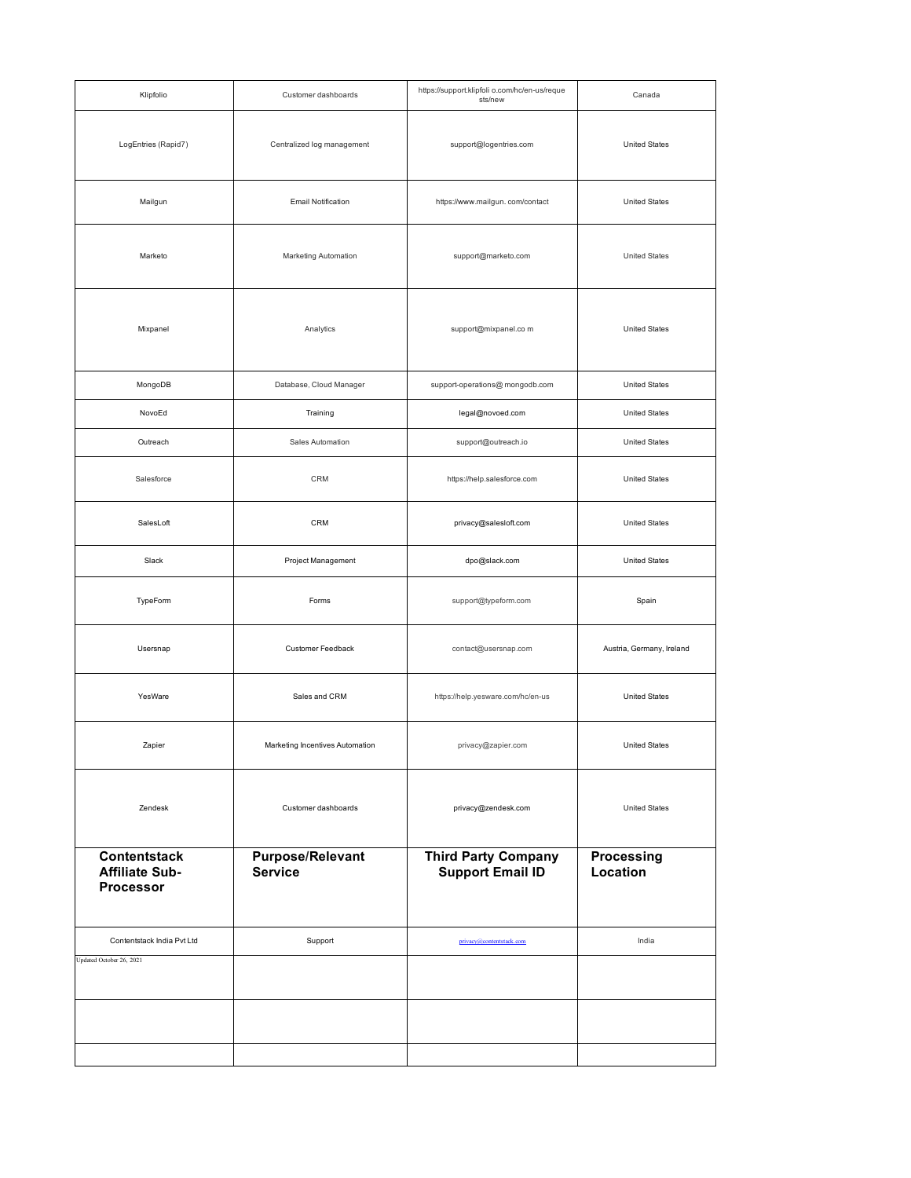| | | | |
|---|---|---|---|
| Klipfolio | Customer dashboards | https://support.klipfoli o.com/hc/en-us/reque sts/new | Canada |
| LogEntries (Rapid7) | Centralized log management | support@logentries.com | United States |
| Mailgun | Email Notification | https://www.mailgun. com/contact | United States |
| Marketo | Marketing Automation | support@marketo.com | United States |
| Mixpanel | Analytics | support@mixpanel.co m | United States |
| MongoDB | Database, Cloud Manager | support-operations@ mongodb.com | United States |
| NovoEd | Training | legal@novoed.com | United States |
| Outreach | Sales Automation | support@outreach.io | United States |
| Salesforce | CRM | https://help.salesforce.com | United States |
| SalesLoft | CRM | privacy@salesloft.com | United States |
| Slack | Project Management | dpo@slack.com | United States |
| TypeForm | Forms | support@typeform.com | Spain |
| Usersnap | Customer Feedback | contact@usersnap.com | Austria, Germany, Ireland |
| YesWare | Sales and CRM | https://help.yesware.com/hc/en-us | United States |
| Zapier | Marketing Incentives Automation | privacy@zapier.com | United States |
| Zendesk | Customer dashboards | privacy@zendesk.com | United States |
| **Contentstack Affiliate Sub-Processor** | **Purpose/Relevant Service** | **Third Party Company Support Email ID** | **Processing Location** |
| Contentstack India Pvt Ltd | Support | privacy@contentstack.com | India |
| Updated October 26, 2021 | | | |
| | | | |
| | | | |